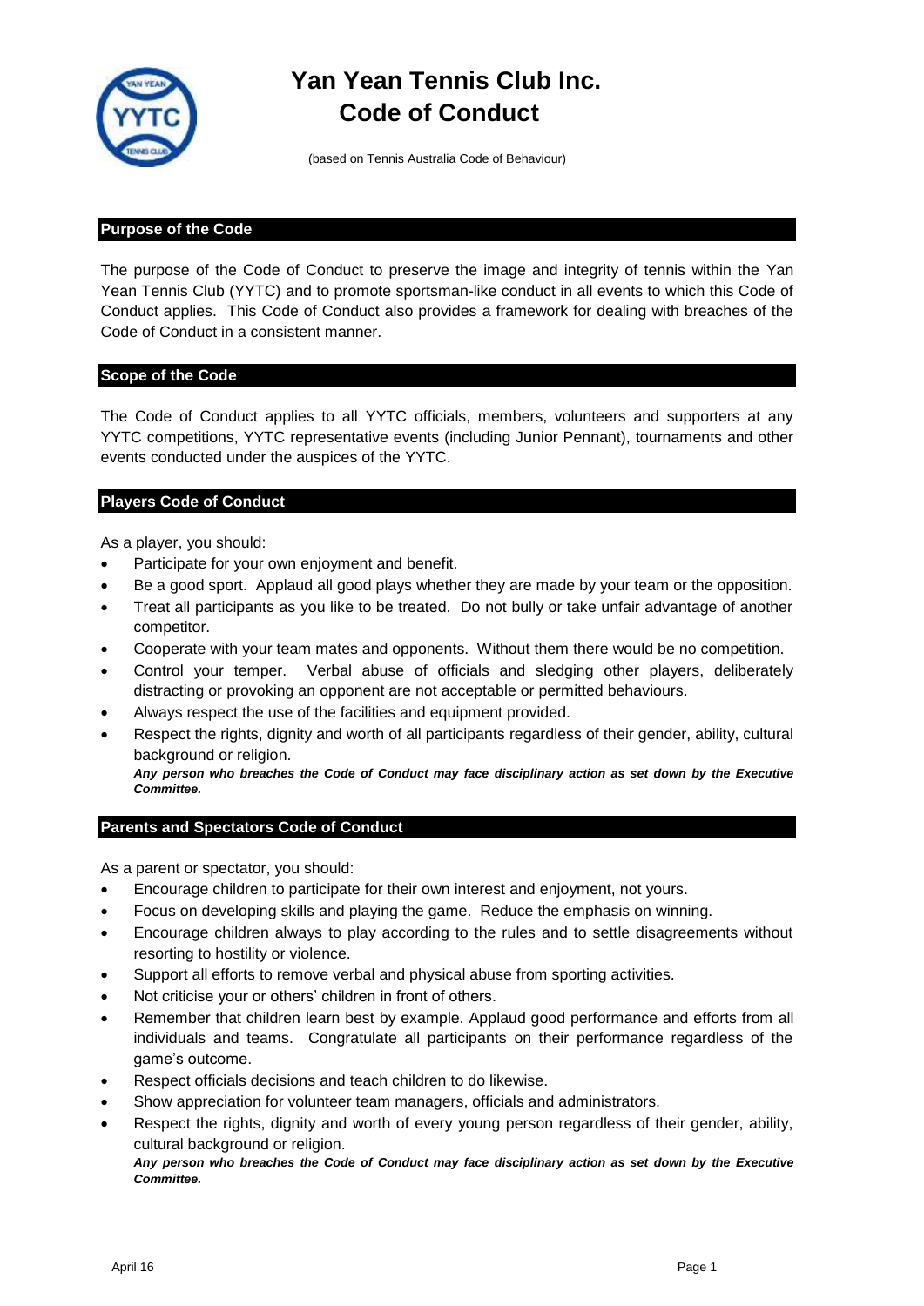# Yan Yean Tennis Club Inc.
# Code of Conduct

(based on Tennis Australia Code of Behaviour)

## Purpose of the Code

The purpose of the Code of Conduct to preserve the image and integrity of tennis within the Yan Yean Tennis Club (YYTC) and to promote sportsman-like conduct in all events to which this Code of Conduct applies. This Code of Conduct also provides a framework for dealing with breaches of the Code of Conduct in a consistent manner.

## Scope of the Code

The Code of Conduct applies to all YYTC officials, members, volunteers and supporters at any YYTC competitions, YYTC representative events (including Junior Pennant), tournaments and other events conducted under the auspices of the YYTC.

## Players Code of Conduct

As a player, you should:

- Participate for your own enjoyment and benefit.
- Be a good sport. Applaud all good plays whether they are made by your team or the opposition.
- Treat all participants as you like to be treated. Do not bully or take unfair advantage of another competitor.
- Cooperate with your team mates and opponents. Without them there would be no competition.
- Control your temper. Verbal abuse of officials and sledging other players, deliberately distracting or provoking an opponent are not acceptable or permitted behaviours.
- Always respect the use of the facilities and equipment provided.
- Respect the rights, dignity and worth of all participants regardless of their gender, ability, cultural background or religion.

***Any person who breaches the Code of Conduct may face disciplinary action as set down by the Executive Committee.***

## Parents and Spectators Code of Conduct

As a parent or spectator, you should:

- Encourage children to participate for their own interest and enjoyment, not yours.
- Focus on developing skills and playing the game. Reduce the emphasis on winning.
- Encourage children always to play according to the rules and to settle disagreements without resorting to hostility or violence.
- Support all efforts to remove verbal and physical abuse from sporting activities.
- Not criticise your or others' children in front of others.
- Remember that children learn best by example. Applaud good performance and efforts from all individuals and teams. Congratulate all participants on their performance regardless of the game's outcome.
- Respect officials decisions and teach children to do likewise.
- Show appreciation for volunteer team managers, officials and administrators.
- Respect the rights, dignity and worth of every young person regardless of their gender, ability, cultural background or religion.

***Any person who breaches the Code of Conduct may face disciplinary action as set down by the Executive Committee.***

April 16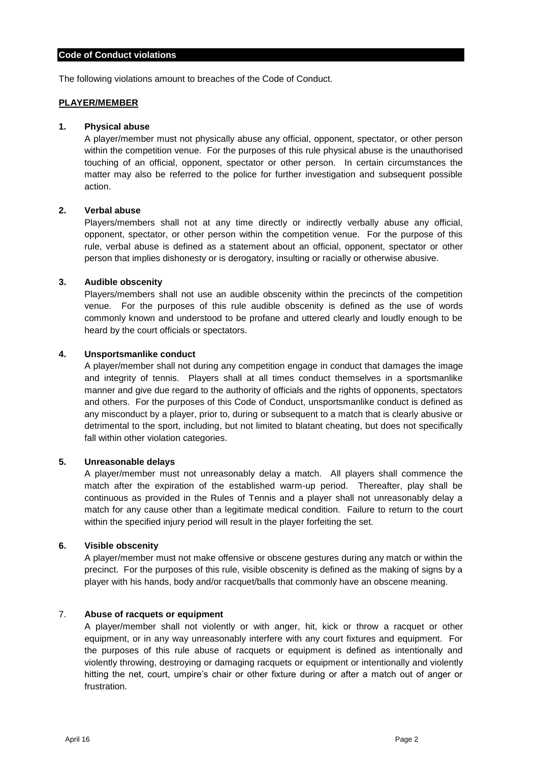## Code of Conduct violations

The following violations amount to breaches of the Code of Conduct.

### PLAYER/MEMBER

**1. Physical abuse**

A player/member must not physically abuse any official, opponent, spectator, or other person within the competition venue. For the purposes of this rule physical abuse is the unauthorised touching of an official, opponent, spectator or other person. In certain circumstances the matter may also be referred to the police for further investigation and subsequent possible action.

**2. Verbal abuse**

Players/members shall not at any time directly or indirectly verbally abuse any official, opponent, spectator, or other person within the competition venue. For the purpose of this rule, verbal abuse is defined as a statement about an official, opponent, spectator or other person that implies dishonesty or is derogatory, insulting or racially or otherwise abusive.

**3. Audible obscenity**

Players/members shall not use an audible obscenity within the precincts of the competition venue. For the purposes of this rule audible obscenity is defined as the use of words commonly known and understood to be profane and uttered clearly and loudly enough to be heard by the court officials or spectators.

**4. Unsportsmanlike conduct**

A player/member shall not during any competition engage in conduct that damages the image and integrity of tennis. Players shall at all times conduct themselves in a sportsmanlike manner and give due regard to the authority of officials and the rights of opponents, spectators and others. For the purposes of this Code of Conduct, unsportsmanlike conduct is defined as any misconduct by a player, prior to, during or subsequent to a match that is clearly abusive or detrimental to the sport, including, but not limited to blatant cheating, but does not specifically fall within other violation categories.

**5. Unreasonable delays**

A player/member must not unreasonably delay a match. All players shall commence the match after the expiration of the established warm-up period. Thereafter, play shall be continuous as provided in the Rules of Tennis and a player shall not unreasonably delay a match for any cause other than a legitimate medical condition. Failure to return to the court within the specified injury period will result in the player forfeiting the set.

**6. Visible obscenity**

A player/member must not make offensive or obscene gestures during any match or within the precinct. For the purposes of this rule, visible obscenity is defined as the making of signs by a player with his hands, body and/or racquet/balls that commonly have an obscene meaning.

7. **Abuse of racquets or equipment**

A player/member shall not violently or with anger, hit, kick or throw a racquet or other equipment, or in any way unreasonably interfere with any court fixtures and equipment. For the purposes of this rule abuse of racquets or equipment is defined as intentionally and violently throwing, destroying or damaging racquets or equipment or intentionally and violently hitting the net, court, umpire's chair or other fixture during or after a match out of anger or frustration.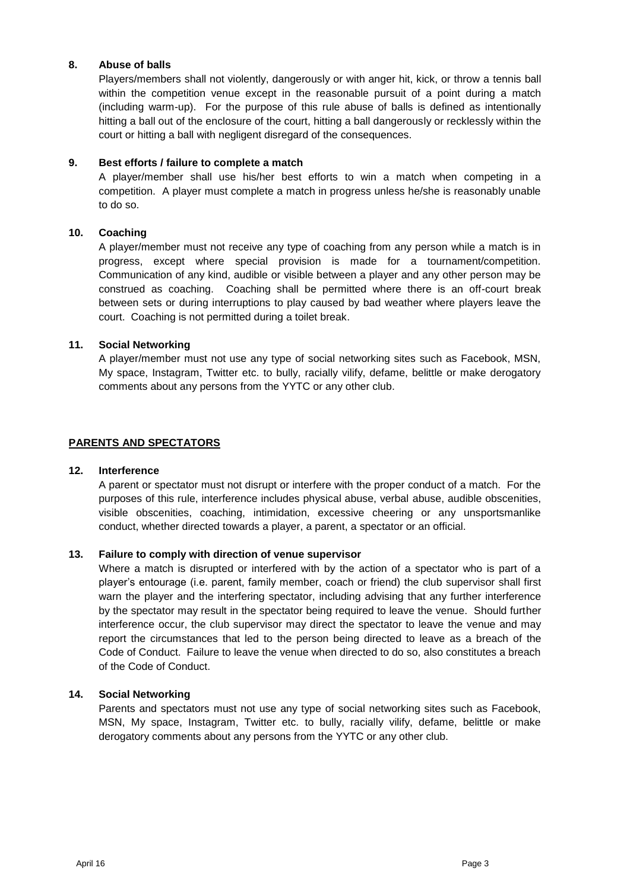### 8. Abuse of balls

Players/members shall not violently, dangerously or with anger hit, kick, or throw a tennis ball within the competition venue except in the reasonable pursuit of a point during a match (including warm-up). For the purpose of this rule abuse of balls is defined as intentionally hitting a ball out of the enclosure of the court, hitting a ball dangerously or recklessly within the court or hitting a ball with negligent disregard of the consequences.

### 9. Best efforts / failure to complete a match

A player/member shall use his/her best efforts to win a match when competing in a competition. A player must complete a match in progress unless he/she is reasonably unable to do so.

### 10. Coaching

A player/member must not receive any type of coaching from any person while a match is in progress, except where special provision is made for a tournament/competition. Communication of any kind, audible or visible between a player and any other person may be construed as coaching. Coaching shall be permitted where there is an off-court break between sets or during interruptions to play caused by bad weather where players leave the court. Coaching is not permitted during a toilet break.

### 11. Social Networking

A player/member must not use any type of social networking sites such as Facebook, MSN, My space, Instagram, Twitter etc. to bully, racially vilify, defame, belittle or make derogatory comments about any persons from the YYTC or any other club.

## PARENTS AND SPECTATORS

### 12. Interference

A parent or spectator must not disrupt or interfere with the proper conduct of a match. For the purposes of this rule, interference includes physical abuse, verbal abuse, audible obscenities, visible obscenities, coaching, intimidation, excessive cheering or any unsportsmanlike conduct, whether directed towards a player, a parent, a spectator or an official.

### 13. Failure to comply with direction of venue supervisor

Where a match is disrupted or interfered with by the action of a spectator who is part of a player's entourage (i.e. parent, family member, coach or friend) the club supervisor shall first warn the player and the interfering spectator, including advising that any further interference by the spectator may result in the spectator being required to leave the venue. Should further interference occur, the club supervisor may direct the spectator to leave the venue and may report the circumstances that led to the person being directed to leave as a breach of the Code of Conduct. Failure to leave the venue when directed to do so, also constitutes a breach of the Code of Conduct.

### 14. Social Networking

Parents and spectators must not use any type of social networking sites such as Facebook, MSN, My space, Instagram, Twitter etc. to bully, racially vilify, defame, belittle or make derogatory comments about any persons from the YYTC or any other club.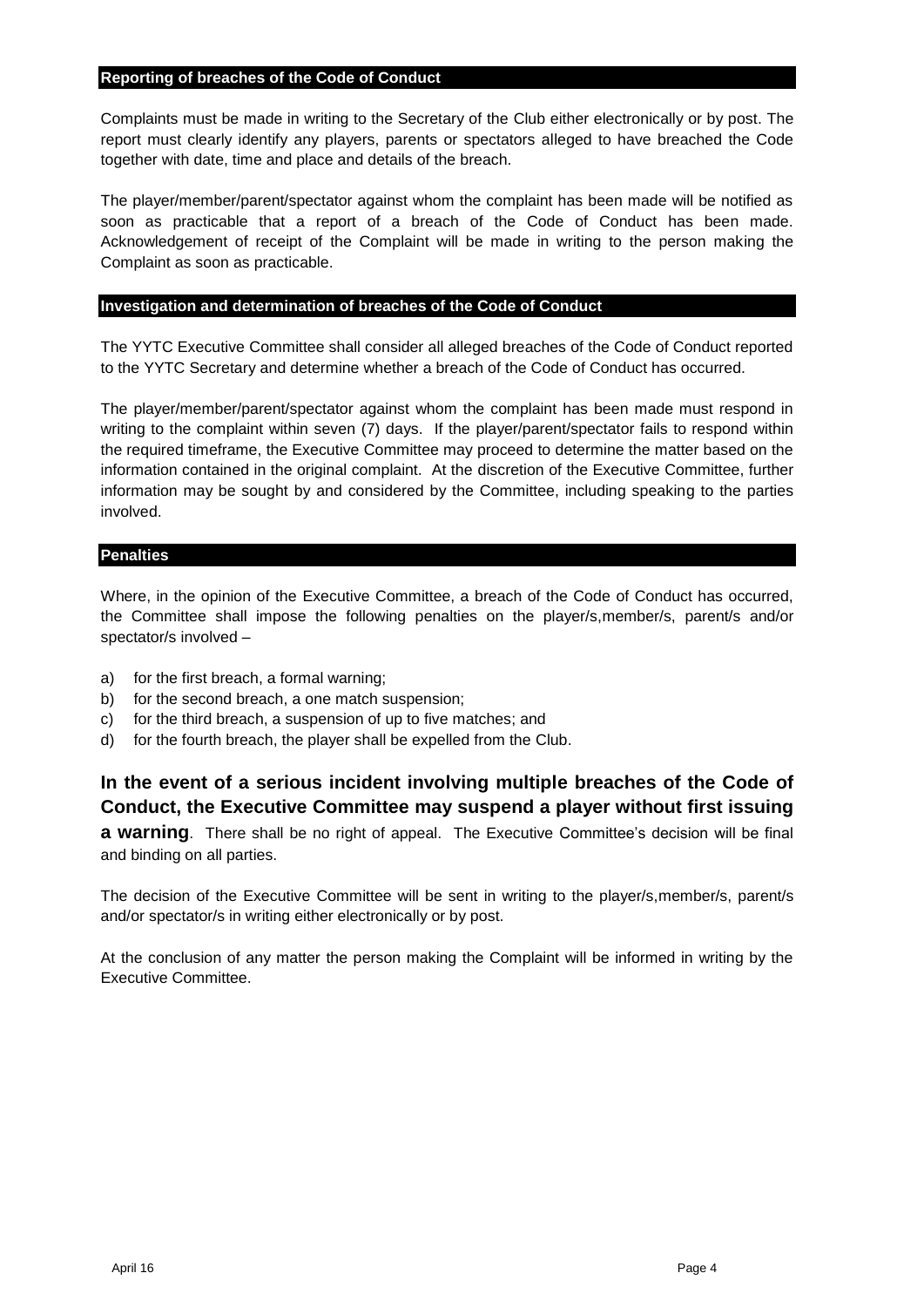## Reporting of breaches of the Code of Conduct

Complaints must be made in writing to the Secretary of the Club either electronically or by post. The report must clearly identify any players, parents or spectators alleged to have breached the Code together with date, time and place and details of the breach.

The player/member/parent/spectator against whom the complaint has been made will be notified as soon as practicable that a report of a breach of the Code of Conduct has been made. Acknowledgement of receipt of the Complaint will be made in writing to the person making the Complaint as soon as practicable.

## Investigation and determination of breaches of the Code of Conduct

The YYTC Executive Committee shall consider all alleged breaches of the Code of Conduct reported to the YYTC Secretary and determine whether a breach of the Code of Conduct has occurred.

The player/member/parent/spectator against whom the complaint has been made must respond in writing to the complaint within seven (7) days. If the player/parent/spectator fails to respond within the required timeframe, the Executive Committee may proceed to determine the matter based on the information contained in the original complaint. At the discretion of the Executive Committee, further information may be sought by and considered by the Committee, including speaking to the parties involved.

## Penalties

Where, in the opinion of the Executive Committee, a breach of the Code of Conduct has occurred, the Committee shall impose the following penalties on the player/s,member/s, parent/s and/or spectator/s involved –

a) for the first breach, a formal warning;
b) for the second breach, a one match suspension;
c) for the third breach, a suspension of up to five matches; and
d) for the fourth breach, the player shall be expelled from the Club.

**In the event of a serious incident involving multiple breaches of the Code of Conduct, the Executive Committee may suspend a player without first issuing a warning**. There shall be no right of appeal. The Executive Committee's decision will be final and binding on all parties.

The decision of the Executive Committee will be sent in writing to the player/s,member/s, parent/s and/or spectator/s in writing either electronically or by post.

At the conclusion of any matter the person making the Complaint will be informed in writing by the Executive Committee.